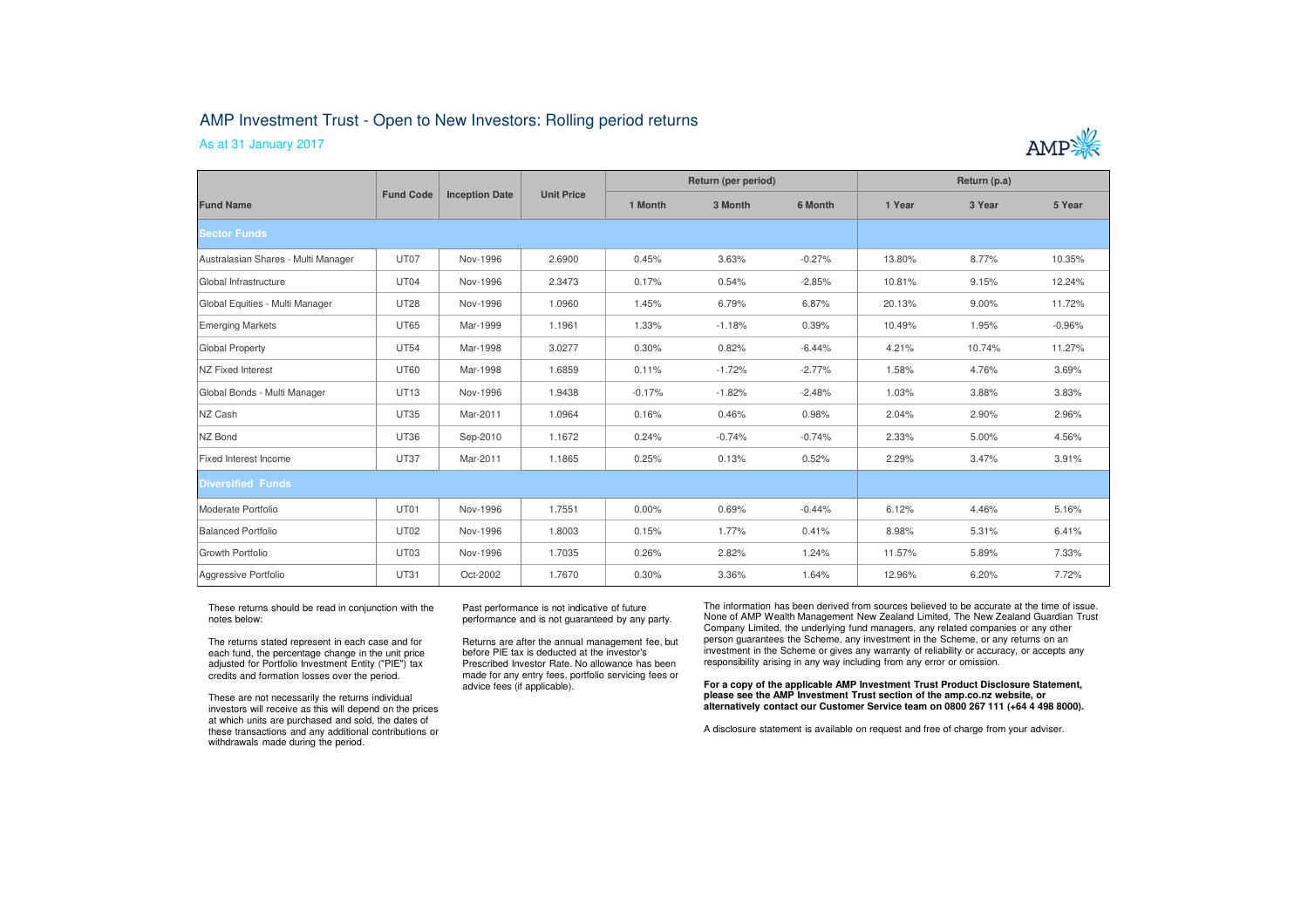# AMP Investment Trust - Open to New Investors: Rolling period returns

As at 31 January 2017

| Fund Name | Fund Code | Inception Date | Unit Price | Return (per period) | | | Return (p.a) | | |
|---|---|---|---|---|---|---|---|---|---|
| | | | | 1 Month | 3 Month | 6 Month | 1 Year | 3 Year | 5 Year |
| **Sector Funds** | | | | | | | | | |
| Australasian Shares - Multi Manager | UT07 | Nov-1996 | 2.6900 | 0.45% | 3.63% | -0.27% | 13.80% | 8.77% | 10.35% |
| Global Infrastructure | UT04 | Nov-1996 | 2.3473 | 0.17% | 0.54% | -2.85% | 10.81% | 9.15% | 12.24% |
| Global Equities - Multi Manager | UT28 | Nov-1996 | 1.0960 | 1.45% | 6.79% | 6.87% | 20.13% | 9.00% | 11.72% |
| Emerging Markets | UT65 | Mar-1999 | 1.1961 | 1.33% | -1.18% | 0.39% | 10.49% | 1.95% | -0.96% |
| Global Property | UT54 | Mar-1998 | 3.0277 | 0.30% | 0.82% | -6.44% | 4.21% | 10.74% | 11.27% |
| NZ Fixed Interest | UT60 | Mar-1998 | 1.6859 | 0.11% | -1.72% | -2.77% | 1.58% | 4.76% | 3.69% |
| Global Bonds - Multi Manager | UT13 | Nov-1996 | 1.9438 | -0.17% | -1.82% | -2.48% | 1.03% | 3.88% | 3.83% |
| NZ Cash | UT35 | Mar-2011 | 1.0964 | 0.16% | 0.46% | 0.98% | 2.04% | 2.90% | 2.96% |
| NZ Bond | UT36 | Sep-2010 | 1.1672 | 0.24% | -0.74% | -0.74% | 2.33% | 5.00% | 4.56% |
| Fixed Interest Income | UT37 | Mar-2011 | 1.1865 | 0.25% | 0.13% | 0.52% | 2.29% | 3.47% | 3.91% |
| **Diversified Funds** | | | | | | | | | |
| Moderate Portfolio | UT01 | Nov-1996 | 1.7551 | 0.00% | 0.69% | -0.44% | 6.12% | 4.46% | 5.16% |
| Balanced Portfolio | UT02 | Nov-1996 | 1.8003 | 0.15% | 1.77% | 0.41% | 8.98% | 5.31% | 6.41% |
| Growth Portfolio | UT03 | Nov-1996 | 1.7035 | 0.26% | 2.82% | 1.24% | 11.57% | 5.89% | 7.33% |
| Aggressive Portfolio | UT31 | Oct-2002 | 1.7670 | 0.30% | 3.36% | 1.64% | 12.96% | 6.20% | 7.72% |

These returns should be read in conjunction with the notes below:

The returns stated represent in each case and for each fund, the percentage change in the unit price adjusted for Portfolio Investment Entity ("PIE") tax credits and formation losses over the period.

These are not necessarily the returns individual investors will receive as this will depend on the prices at which units are purchased and sold, the dates of these transactions and any additional contributions or withdrawals made during the period.

Past performance is not indicative of future performance and is not guaranteed by any party.

Returns are after the annual management fee, but before PIE tax is deducted at the investor's Prescribed Investor Rate. No allowance has been made for any entry fees, portfolio servicing fees or advice fees (if applicable).

The information has been derived from sources believed to be accurate at the time of issue. None of AMP Wealth Management New Zealand Limited, The New Zealand Guardian Trust Company Limited, the underlying fund managers, any related companies or any other person guarantees the Scheme, any investment in the Scheme, or any returns on an investment in the Scheme or gives any warranty of reliability or accuracy, or accepts any responsibility arising in any way including from any error or omission.

**For a copy of the applicable AMP Investment Trust Product Disclosure Statement, please see the AMP Investment Trust section of the amp.co.nz website, or alternatively contact our Customer Service team on 0800 267 111 (+64 4 498 8000).**

A disclosure statement is available on request and free of charge from your adviser.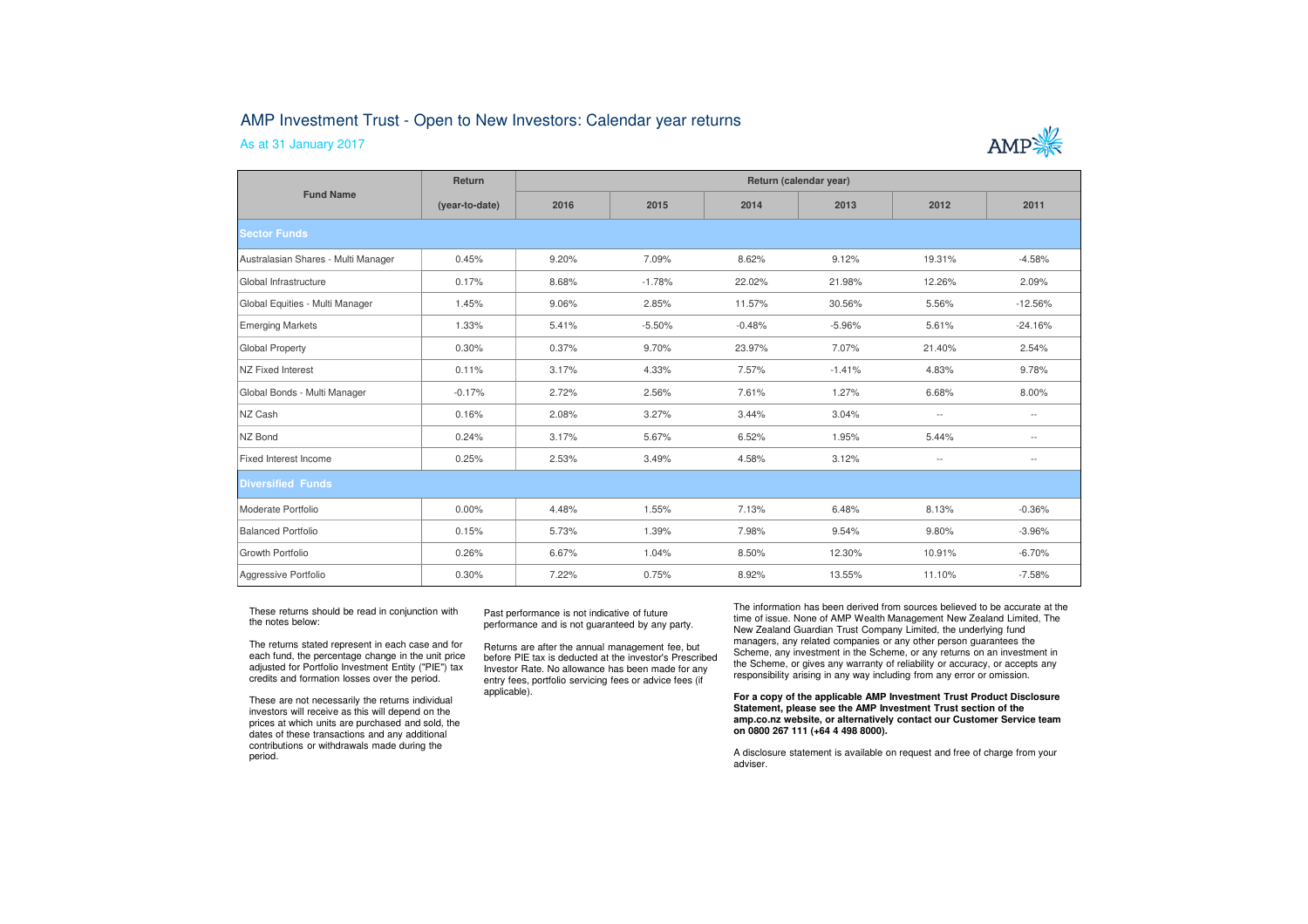# AMP Investment Trust - Open to New Investors: Calendar year returns

As at 31 January 2017

| Fund Name | Return | Return (calendar year) | | | | | |
|---|---|---|---|---|---|---|---|
| | (year-to-date) | 2016 | 2015 | 2014 | 2013 | 2012 | 2011 |
| **Sector Funds** | | | | | | | |
| Australasian Shares - Multi Manager | 0.45% | 9.20% | 7.09% | 8.62% | 9.12% | 19.31% | -4.58% |
| Global Infrastructure | 0.17% | 8.68% | -1.78% | 22.02% | 21.98% | 12.26% | 2.09% |
| Global Equities - Multi Manager | 1.45% | 9.06% | 2.85% | 11.57% | 30.56% | 5.56% | -12.56% |
| Emerging Markets | 1.33% | 5.41% | -5.50% | -0.48% | -5.96% | 5.61% | -24.16% |
| Global Property | 0.30% | 0.37% | 9.70% | 23.97% | 7.07% | 21.40% | 2.54% |
| NZ Fixed Interest | 0.11% | 3.17% | 4.33% | 7.57% | -1.41% | 4.83% | 9.78% |
| Global Bonds - Multi Manager | -0.17% | 2.72% | 2.56% | 7.61% | 1.27% | 6.68% | 8.00% |
| NZ Cash | 0.16% | 2.08% | 3.27% | 3.44% | 3.04% | -- | -- |
| NZ Bond | 0.24% | 3.17% | 5.67% | 6.52% | 1.95% | 5.44% | -- |
| Fixed Interest Income | 0.25% | 2.53% | 3.49% | 4.58% | 3.12% | -- | -- |
| **Diversified Funds** | | | | | | | |
| Moderate Portfolio | 0.00% | 4.48% | 1.55% | 7.13% | 6.48% | 8.13% | -0.36% |
| Balanced Portfolio | 0.15% | 5.73% | 1.39% | 7.98% | 9.54% | 9.80% | -3.96% |
| Growth Portfolio | 0.26% | 6.67% | 1.04% | 8.50% | 12.30% | 10.91% | -6.70% |
| Aggressive Portfolio | 0.30% | 7.22% | 0.75% | 8.92% | 13.55% | 11.10% | -7.58% |

These returns should be read in conjunction with the notes below:

The returns stated represent in each case and for each fund, the percentage change in the unit price adjusted for Portfolio Investment Entity ("PIE") tax credits and formation losses over the period.

These are not necessarily the returns individual investors will receive as this will depend on the prices at which units are purchased and sold, the dates of these transactions and any additional contributions or withdrawals made during the period.

Past performance is not indicative of future performance and is not guaranteed by any party.

Returns are after the annual management fee, but before PIE tax is deducted at the investor's Prescribed Investor Rate. No allowance has been made for any entry fees, portfolio servicing fees or advice fees (if applicable).

The information has been derived from sources believed to be accurate at the time of issue. None of AMP Wealth Management New Zealand Limited, The New Zealand Guardian Trust Company Limited, the underlying fund managers, any related companies or any other person guarantees the Scheme, any investment in the Scheme, or any returns on an investment in the Scheme, or gives any warranty of reliability or accuracy, or accepts any responsibility arising in any way including from any error or omission.

**For a copy of the applicable AMP Investment Trust Product Disclosure Statement, please see the AMP Investment Trust section of the amp.co.nz website, or alternatively contact our Customer Service team on 0800 267 111 (+64 4 498 8000).**

A disclosure statement is available on request and free of charge from your adviser.